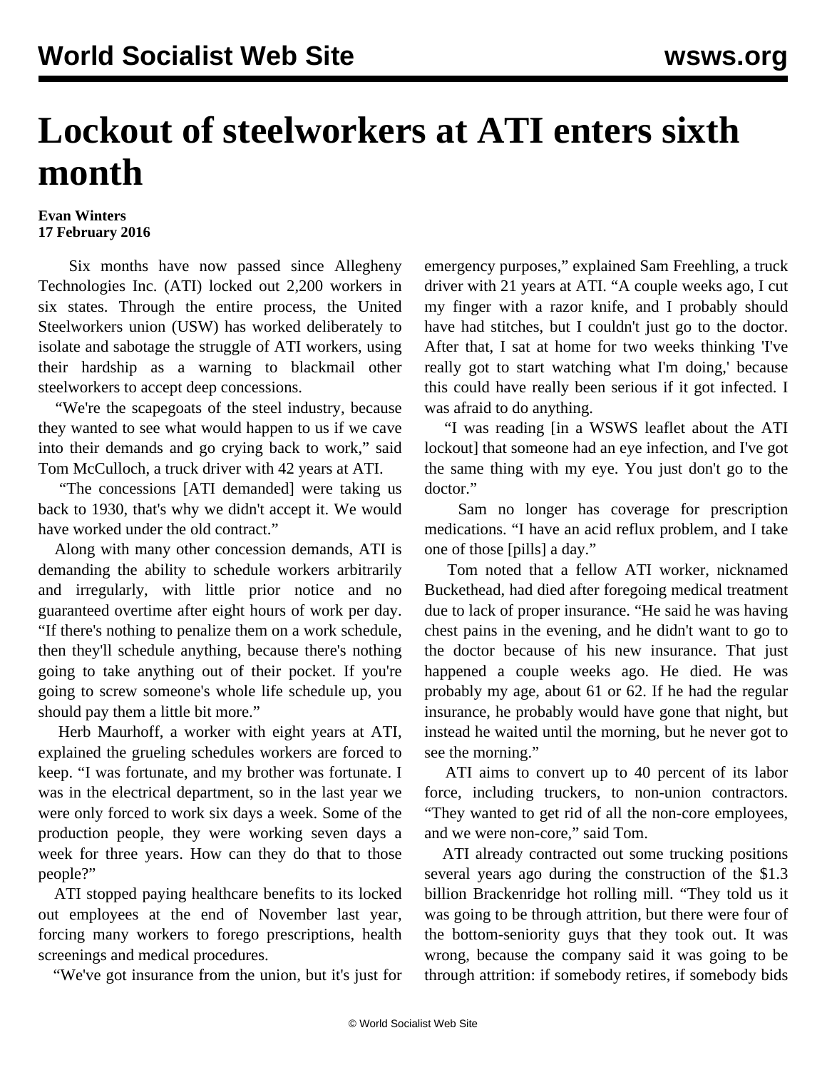# Lockout of steelworkers at ATI enters sixth month

**Evan Winters**
**17 February 2016**

Six months have now passed since Allegheny Technologies Inc. (ATI) locked out 2,200 workers in six states. Through the entire process, the United Steelworkers union (USW) has worked deliberately to isolate and sabotage the struggle of ATI workers, using their hardship as a warning to blackmail other steelworkers to accept deep concessions.

"We're the scapegoats of the steel industry, because they wanted to see what would happen to us if we cave into their demands and go crying back to work," said Tom McCulloch, a truck driver with 42 years at ATI.

"The concessions [ATI demanded] were taking us back to 1930, that's why we didn't accept it. We would have worked under the old contract."

Along with many other concession demands, ATI is demanding the ability to schedule workers arbitrarily and irregularly, with little prior notice and no guaranteed overtime after eight hours of work per day. "If there's nothing to penalize them on a work schedule, then they'll schedule anything, because there's nothing going to take anything out of their pocket. If you're going to screw someone's whole life schedule up, you should pay them a little bit more."

Herb Maurhoff, a worker with eight years at ATI, explained the grueling schedules workers are forced to keep. "I was fortunate, and my brother was fortunate. I was in the electrical department, so in the last year we were only forced to work six days a week. Some of the production people, they were working seven days a week for three years. How can they do that to those people?"

ATI stopped paying healthcare benefits to its locked out employees at the end of November last year, forcing many workers to forego prescriptions, health screenings and medical procedures.

"We've got insurance from the union, but it's just for emergency purposes," explained Sam Freehling, a truck driver with 21 years at ATI. "A couple weeks ago, I cut my finger with a razor knife, and I probably should have had stitches, but I couldn't just go to the doctor. After that, I sat at home for two weeks thinking 'I've really got to start watching what I'm doing,' because this could have really been serious if it got infected. I was afraid to do anything.

"I was reading [in a WSWS leaflet about the ATI lockout] that someone had an eye infection, and I've got the same thing with my eye. You just don't go to the doctor."

Sam no longer has coverage for prescription medications. "I have an acid reflux problem, and I take one of those [pills] a day."

Tom noted that a fellow ATI worker, nicknamed Buckethead, had died after foregoing medical treatment due to lack of proper insurance. "He said he was having chest pains in the evening, and he didn't want to go to the doctor because of his new insurance. That just happened a couple weeks ago. He died. He was probably my age, about 61 or 62. If he had the regular insurance, he probably would have gone that night, but instead he waited until the morning, but he never got to see the morning."

ATI aims to convert up to 40 percent of its labor force, including truckers, to non-union contractors. "They wanted to get rid of all the non-core employees, and we were non-core," said Tom.

ATI already contracted out some trucking positions several years ago during the construction of the $1.3 billion Brackenridge hot rolling mill. "They told us it was going to be through attrition, but there were four of the bottom-seniority guys that they took out. It was wrong, because the company said it was going to be through attrition: if somebody retires, if somebody bids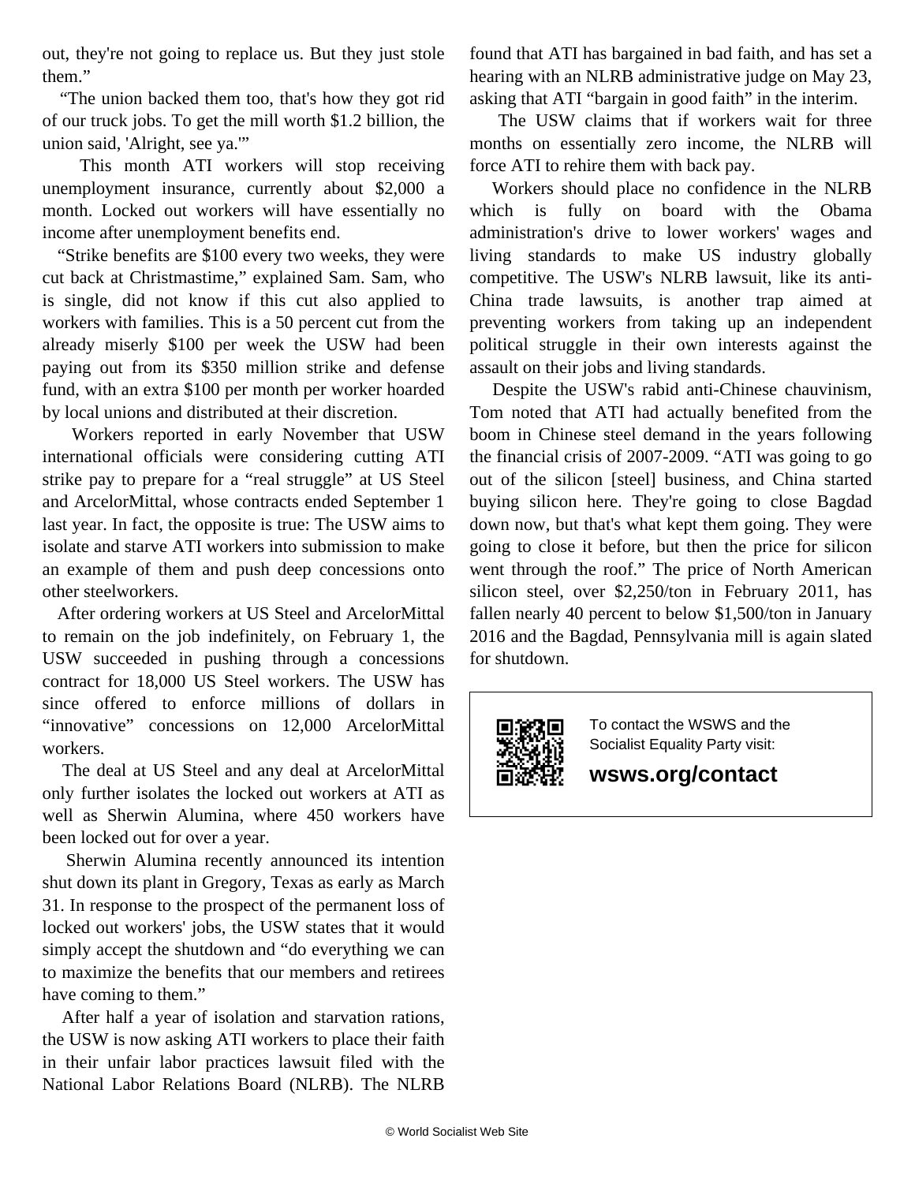out, they're not going to replace us. But they just stole them."

"The union backed them too, that's how they got rid of our truck jobs. To get the mill worth $1.2 billion, the union said, 'Alright, see ya.'"

This month ATI workers will stop receiving unemployment insurance, currently about $2,000 a month. Locked out workers will have essentially no income after unemployment benefits end.

"Strike benefits are $100 every two weeks, they were cut back at Christmastime," explained Sam. Sam, who is single, did not know if this cut also applied to workers with families. This is a 50 percent cut from the already miserly $100 per week the USW had been paying out from its $350 million strike and defense fund, with an extra $100 per month per worker hoarded by local unions and distributed at their discretion.

Workers reported in early November that USW international officials were considering cutting ATI strike pay to prepare for a "real struggle" at US Steel and ArcelorMittal, whose contracts ended September 1 last year. In fact, the opposite is true: The USW aims to isolate and starve ATI workers into submission to make an example of them and push deep concessions onto other steelworkers.

After ordering workers at US Steel and ArcelorMittal to remain on the job indefinitely, on February 1, the USW succeeded in pushing through a concessions contract for 18,000 US Steel workers. The USW has since offered to enforce millions of dollars in "innovative" concessions on 12,000 ArcelorMittal workers.

The deal at US Steel and any deal at ArcelorMittal only further isolates the locked out workers at ATI as well as Sherwin Alumina, where 450 workers have been locked out for over a year.

Sherwin Alumina recently announced its intention shut down its plant in Gregory, Texas as early as March 31. In response to the prospect of the permanent loss of locked out workers' jobs, the USW states that it would simply accept the shutdown and "do everything we can to maximize the benefits that our members and retirees have coming to them."

After half a year of isolation and starvation rations, the USW is now asking ATI workers to place their faith in their unfair labor practices lawsuit filed with the National Labor Relations Board (NLRB). The NLRB found that ATI has bargained in bad faith, and has set a hearing with an NLRB administrative judge on May 23, asking that ATI "bargain in good faith" in the interim.

The USW claims that if workers wait for three months on essentially zero income, the NLRB will force ATI to rehire them with back pay.

Workers should place no confidence in the NLRB which is fully on board with the Obama administration's drive to lower workers' wages and living standards to make US industry globally competitive. The USW's NLRB lawsuit, like its anti-China trade lawsuits, is another trap aimed at preventing workers from taking up an independent political struggle in their own interests against the assault on their jobs and living standards.

Despite the USW's rabid anti-Chinese chauvinism, Tom noted that ATI had actually benefited from the boom in Chinese steel demand in the years following the financial crisis of 2007-2009. "ATI was going to go out of the silicon [steel] business, and China started buying silicon here. They're going to close Bagdad down now, but that's what kept them going. They were going to close it before, but then the price for silicon went through the roof." The price of North American silicon steel, over $2,250/ton in February 2011, has fallen nearly 40 percent to below $1,500/ton in January 2016 and the Bagdad, Pennsylvania mill is again slated for shutdown.

To contact the WSWS and the Socialist Equality Party visit:

**wsws.org/contact**